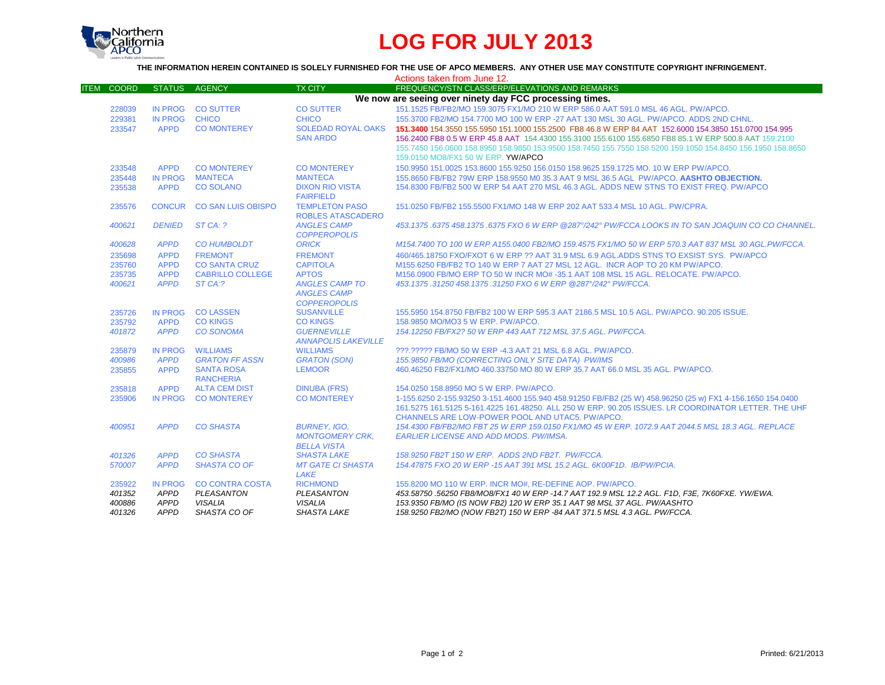# LOG FOR JULY 2013

**THE INFORMATION HEREIN CONTAINED IS SOLELY FURNISHED FOR THE USE OF APCO MEMBERS. ANY OTHER USE MAY CONSTITUTE COPYRIGHT INFRINGEMENT.**

Actions taken from June 12.

| ITEM | COORD | STATUS | AGENCY | TX CITY | FREQUENCY/STN CLASS/ERP/ELEVATIONS AND REMARKS |
|---|---|---|---|---|---|
| | | | | | **We now are seeing over ninety day FCC processing times.** |
| | 228039 | IN PROG | CO SUTTER | CO SUTTER | 151.1525 FB/FB2/MO 159.3075 FX1/MO 210 W ERP 586.0 AAT 591.0 MSL 46 AGL. PW/APCO. |
| | 229381 | IN PROG | CHICO | CHICO | 155.3700 FB2/MO 154.7700 MO 100 W ERP -27 AAT 130 MSL 30 AGL. PW/APCO. ADDS 2ND CHNL. |
| | 233547 | APPD | CO MONTEREY | SOLEDAD ROYAL OAKS SAN ARDO | **151.3400** 154.3550 155.5950 151.1000 155.2500 FB8 46.8 W ERP 84 AAT 152.6000 154.3850 151.0700 154.995 156.2400 FB8 0.5 W ERP 45.8 AAT 154.4300 155.3100 155.6100 155.6850 FB8 85.1 W ERP 500.8 AAT 159.2100 155.7450 156.0600 158.8950 159.9850 153.9500 158.7450 155.7550 158.5200 159.1050 154.8450 156.1950 158.8650 159.0150 MO8/FX1 50 W ERP. YW/APCO |
| | 233548 | APPD | CO MONTEREY | CO MONTEREY | 150.9950 151.0025 153.8600 155.9250 156.0150 158.9625 159.1725 MO. 10 W ERP PW/APCO. |
| | 235448 | IN PROG | MANTECA | MANTECA | 155.8650 FB/FB2 79W ERP 158.9550 M0 35.3 AAT 9 MSL 36.5 AGL PW/APCO. **AASHTO OBJECTION.** |
| | 235538 | APPD | CO SOLANO | DIXON RIO VISTA FAIRFIELD | 154.8300 FB/FB2 500 W ERP 54 AAT 270 MSL 46.3 AGL. ADDS NEW STNS TO EXIST FREQ. PW/APCO |
| | 235576 | CONCUR | CO SAN LUIS OBISPO | TEMPLETON PASO ROBLES ATASCADERO | 151.0250 FB/FB2 155.5500 FX1/MO 148 W ERP 202 AAT 533.4 MSL 10 AGL. PW/CPRA. |
| | *400621* | *DENIED* | *ST CA: ?* | *ANGLES CAMP COPPEROPOLIS* | *453.1375 .6375 458.1375 .6375 FXO 6 W ERP @287°/242° PW/FCCA.LOOKS IN TO SAN JOAQUIN CO CO CHANNEL.* |
| | *400628* | *APPD* | *CO HUMBOLDT* | *ORICK* | *M154.7400 TO 100 W ERP A155.0400 FB2/MO 159.4575 FX1/MO 50 W ERP 570.3 AAT 837 MSL 30 AGL.PW/FCCA.* |
| | 235698 | APPD | FREMONT | FREMONT | 460/465.18750 FXO/FXOT 6 W ERP ?? AAT 31.9 MSL 6.9 AGL.ADDS STNS TO EXSIST SYS. PW/APCO |
| | 235760 | APPD | CO SANTA CRUZ | CAPITOLA | M155.6250 FB/FB2 TO 140 W ERP 7 AAT 27 MSL 12 AGL. INCR AOP TO 20 KM PW/APCO. |
| | 235735 | APPD | CABRILLO COLLEGE | APTOS | M156.0900 FB/MO ERP TO 50 W INCR MO# -35.1 AAT 108 MSL 15 AGL. RELOCATE. PW/APCO. |
| | *400621* | *APPD* | *ST CA:?* | *ANGLES CAMP TO ANGLES CAMP COPPEROPOLIS* | *453.1375 .31250 458.1375 .31250 FXO 6 W ERP @287°/242° PW/FCCA.* |
| | 235726 | IN PROG | CO LASSEN | SUSANVILLE | 155.5950 154.8750 FB/FB2 100 W ERP 595.3 AAT 2186.5 MSL 10.5 AGL. PW/APCO. 90.205 ISSUE. |
| | 235792 | APPD | CO KINGS | CO KINGS | 158.9850 MO/MO3 5 W ERP. PW/APCO. |
| | *401872* | *APPD* | *CO SONOMA* | *GUERNEVILLE ANNAPOLIS LAKEVILLE* | *154.12250 FB/FX2? 50 W ERP 443 AAT 712 MSL 37.5 AGL. PW/FCCA.* |
| | 235879 | IN PROG | WILLIAMS | WILLIAMS | ???.????? FB/MO 50 W ERP -4.3 AAT 21 MSL 6.8 AGL. PW/APCO. |
| | *400986* | *APPD* | *GRATON FF ASSN* | *GRATON (SON)* | *155.9850 FB/MO (CORRECTING ONLY SITE DATA) PW/IMS* |
| | 235855 | APPD | SANTA ROSA RANCHERIA | LEMOOR | 460.46250 FB2/FX1/MO 460.33750 MO 80 W ERP 35.7 AAT 66.0 MSL 35 AGL. PW/APCO. |
| | 235818 | APPD | ALTA CEM DIST | DINUBA (FRS) | 154.0250 158.8950 MO 5 W ERP. PW/APCO. |
| | 235906 | IN PROG | CO MONTEREY | CO MONTEREY | 1-155.6250 2-155.93250 3-151.4600 155.940 458.91250 FB/FB2 (25 W) 458.96250 (25 w) FX1 4-156.1650 154.0400 161.5275 161.5125 5-161.4225 161.48250. ALL 250 W ERP. 90.205 ISSUES. LR COORDINATOR LETTER. THE UHF CHANNELS ARE LOW-POWER POOL AND UTAC5. PW/APCO. |
| | *400951* | *APPD* | *CO SHASTA* | *BURNEY, IGO, MONTGOMERY CRK, BELLA VISTA* | *154.4300 FB/FB2/MO FBT 25 W ERP 159.0150 FX1/MO 45 W ERP. 1072.9 AAT 2044.5 MSL 18.3 AGL. REPLACE EARLIER LICENSE AND ADD MODS. PW/IMSA.* |
| | *401326* | *APPD* | *CO SHASTA* | *SHASTA LAKE* | *158.9250 FB2T 150 W ERP. ADDS 2ND FB2T. PW/FCCA.* |
| | *570007* | *APPD* | *SHASTA CO OF* | *MT GATE CI SHASTA LAKE* | *154.47875 FXO 20 W ERP -15 AAT 391 MSL 15.2 AGL. 6K00F1D. IB/PW/PCIA.* |
| | 235922 | IN PROG | CO CONTRA COSTA | RICHMOND | 155.8200 MO 110 W ERP. INCR MO#, RE-DEFINE AOP. PW/APCO. |
| | *401352* | *APPD* | *PLEASANTON* | *PLEASANTON* | *453.58750 .56250 FB8/MO8/FX1 40 W ERP -14.7 AAT 192.9 MSL 12.2 AGL. F1D, F3E, 7K60FXE. YW/EWA.* |
| | *400886* | *APPD* | *VISALIA* | *VISALIA* | *153.9350 FB/MO (IS NOW FB2) 120 W ERP 35.1 AAT 98 MSL 37 AGL. PW/AASHTO* |
| | *401326* | *APPD* | *SHASTA CO OF* | *SHASTA LAKE* | *158.9250 FB2/MO (NOW FB2T) 150 W ERP -84 AAT 371.5 MSL 4.3 AGL. PW/FCCA.* |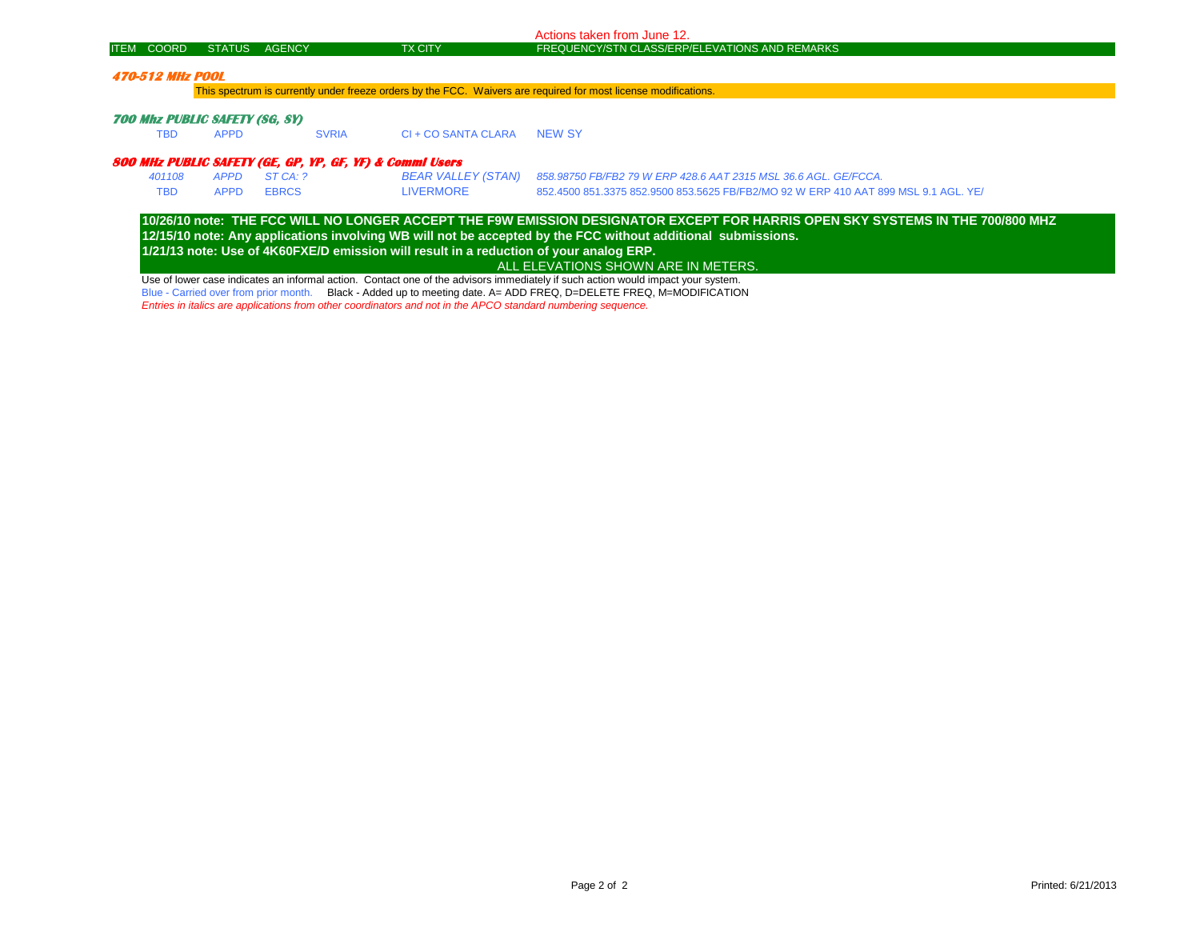Actions taken from June 12.

| ITEM | COORD | STATUS | AGENCY | TX CITY | FREQUENCY/STN CLASS/ERP/ELEVATIONS AND REMARKS |
|---|---|---|---|---|---|
| ***470-512 MHz POOL*** | | | | | |
| | | This spectrum is currently under freeze orders by the FCC. Waivers are required for most license modifications. | | | |
| ***700 Mhz PUBLIC SAFETY (SG, SY)*** | | | | | |
| | TBD | APPD | SVRIA | CI + CO SANTA CLARA | NEW SY |
| ***800 MHz PUBLIC SAFETY (GE, GP, YP, GF, YF) & Comml Users*** | | | | | |
| | *401108* | *APPD* | *ST CA: ?* | *BEAR VALLEY (STAN)* | *858.98750 FB/FB2 79 W ERP 428.6 AAT 2315 MSL 36.6 AGL. GE/FCCA.* |
| | TBD | APPD | EBRCS | LIVERMORE | 852.4500 851.3375 852.9500 853.5625 FB/FB2/MO 92 W ERP 410 AAT 899 MSL 9.1 AGL. YE/ |

**10/26/10 note: THE FCC WILL NO LONGER ACCEPT THE F9W EMISSION DESIGNATOR EXCEPT FOR HARRIS OPEN SKY SYSTEMS IN THE 700/800 MHZ**

**12/15/10 note: Any applications involving WB will not be accepted by the FCC without additional submissions.**

**1/21/13 note: Use of 4K60FXE/D emission will result in a reduction of your analog ERP.**

ALL ELEVATIONS SHOWN ARE IN METERS.

Use of lower case indicates an informal action. Contact one of the advisors immediately if such action would impact your system.

Blue - Carried over from prior month. Black - Added up to meeting date. A= ADD FREQ, D=DELETE FREQ, M=MODIFICATION

*Entries in italics are applications from other coordinators and not in the APCO standard numbering sequence.*

Printed: 6/21/2013